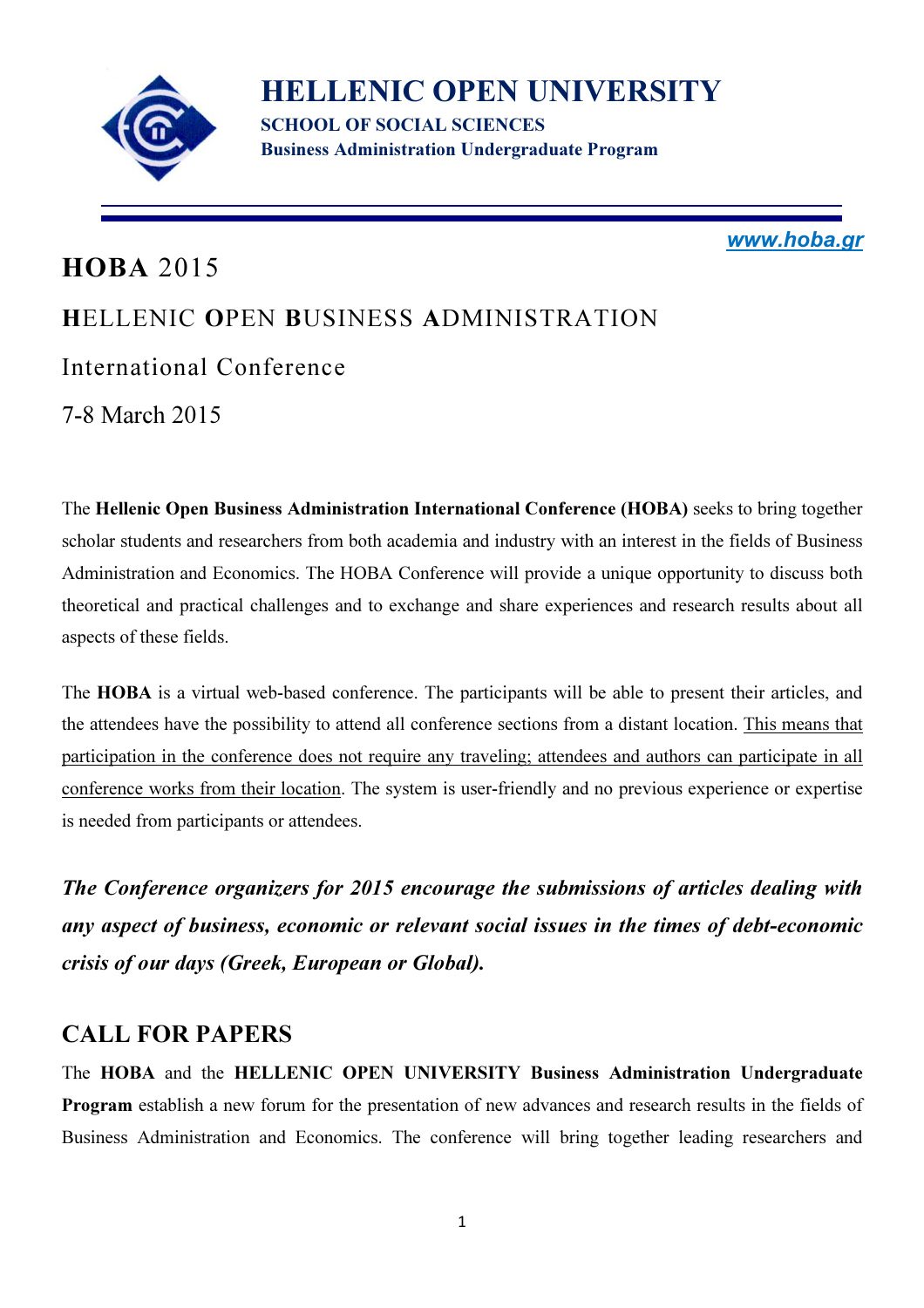# HELLENIC OPEN UNIVERSITY

**SCHOOL OF SOCIAL SCIENCES**
**Business Administration Undergraduate Program**

*www.hoba.gr*

## HOBA 2015

## HELLENIC OPEN BUSINESS ADMINISTRATION

## International Conference

## 7-8 March 2015

The **Hellenic Open Business Administration International Conference (HOBA)** seeks to bring together scholar students and researchers from both academia and industry with an interest in the fields of Business Administration and Economics. The HOBA Conference will provide a unique opportunity to discuss both theoretical and practical challenges and to exchange and share experiences and research results about all aspects of these fields.

The **HOBA** is a virtual web-based conference. The participants will be able to present their articles, and the attendees have the possibility to attend all conference sections from a distant location. This means that participation in the conference does not require any traveling; attendees and authors can participate in all conference works from their location. The system is user-friendly and no previous experience or expertise is needed from participants or attendees.

***The Conference organizers for 2015 encourage the submissions of articles dealing with any aspect of business, economic or relevant social issues in the times of debt-economic crisis of our days (Greek, European or Global).***

## CALL FOR PAPERS

The **HOBA** and the **HELLENIC OPEN UNIVERSITY Business Administration Undergraduate Program** establish a new forum for the presentation of new advances and research results in the fields of Business Administration and Economics. The conference will bring together leading researchers and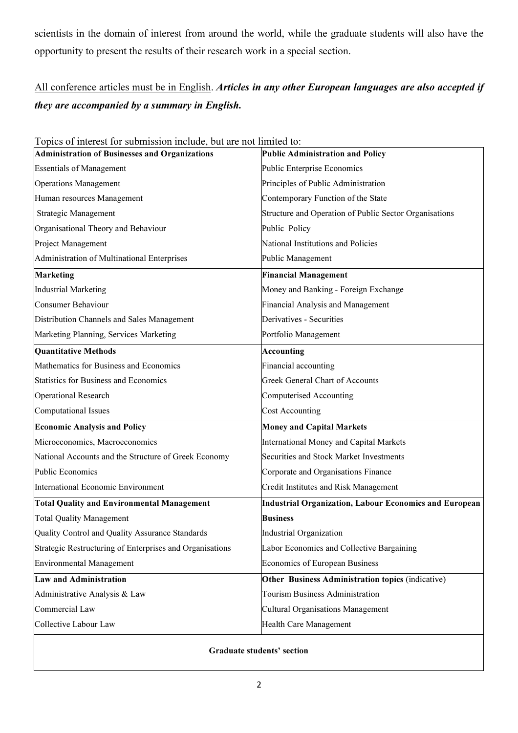scientists in the domain of interest from around the world, while the graduate students will also have the opportunity to present the results of their research work in a special section.

All conference articles must be in English. ***Articles in any other European languages are also accepted if they are accompanied by a summary in English.***

Topics of interest for submission include, but are not limited to:

| **Administration of Businesses and Organizations** | **Public Administration and Policy** |
|---|---|
| Essentials of Management | Public Enterprise Economics |
| Operations Management | Principles of Public Administration |
| Human resources Management | Contemporary Function of the State |
| Strategic Management | Structure and Operation of Public Sector Organisations |
| Organisational Theory and Behaviour | Public Policy |
| Project Management | National Institutions and Policies |
| Administration of Multinational Enterprises | Public Management |
| **Marketing** | **Financial Management** |
| Industrial Marketing | Money and Banking - Foreign Exchange |
| Consumer Behaviour | Financial Analysis and Management |
| Distribution Channels and Sales Management | Derivatives - Securities |
| Marketing Planning, Services Marketing | Portfolio Management |
| **Quantitative Methods** | **Accounting** |
| Mathematics for Business and Economics | Financial accounting |
| Statistics for Business and Economics | Greek General Chart of Accounts |
| Operational Research | Computerised Accounting |
| Computational Issues | Cost Accounting |
| **Economic Analysis and Policy** | **Money and Capital Markets** |
| Microeconomics, Macroeconomics | International Money and Capital Markets |
| National Accounts and the Structure of Greek Economy | Securities and Stock Market Investments |
| Public Economics | Corporate and Organisations Finance |
| International Economic Environment | Credit Institutes and Risk Management |
| **Total Quality and Environmental Management** | **Industrial Organization, Labour Economics and European Business** |
| Total Quality Management | Industrial Organization |
| Quality Control and Quality Assurance Standards | Labor Economics and Collective Bargaining |
| Strategic Restructuring of Enterprises and Organisations | Economics of European Business |
| Environmental Management | |
| **Law and Administration** | **Other Business Administration topics** (indicative) |
| Administrative Analysis & Law | Tourism Business Administration |
| Commercial Law | Cultural Organisations Management |
| Collective Labour Law | Health Care Management |
| **Graduate students' section** | |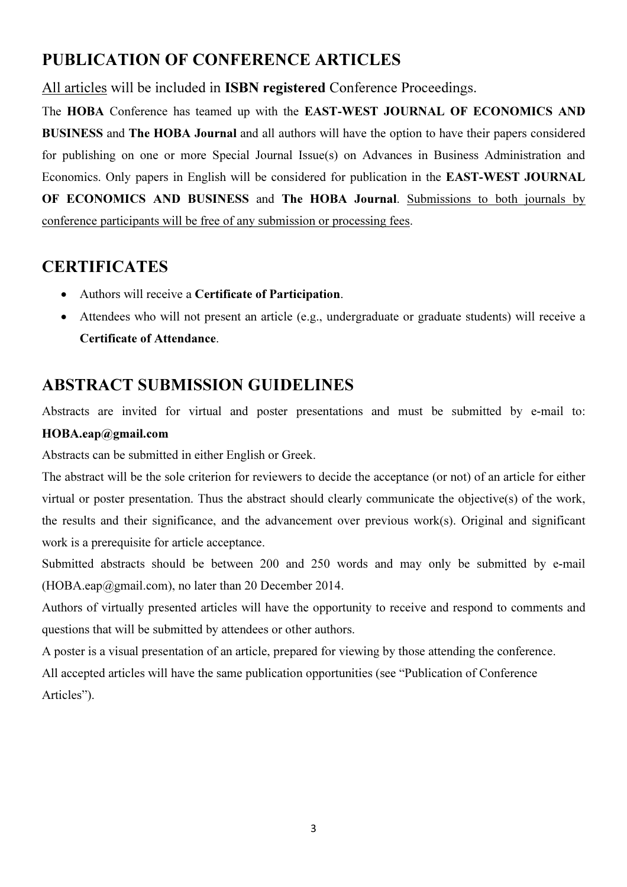## PUBLICATION OF CONFERENCE ARTICLES

All articles will be included in **ISBN registered** Conference Proceedings.

The **HOBA** Conference has teamed up with the **EAST-WEST JOURNAL OF ECONOMICS AND BUSINESS** and **The HOBA Journal** and all authors will have the option to have their papers considered for publishing on one or more Special Journal Issue(s) on Advances in Business Administration and Economics. Only papers in English will be considered for publication in the **EAST-WEST JOURNAL OF ECONOMICS AND BUSINESS** and **The HOBA Journal**. Submissions to both journals by conference participants will be free of any submission or processing fees.

## CERTIFICATES

- Authors will receive a **Certificate of Participation**.
- Attendees who will not present an article (e.g., undergraduate or graduate students) will receive a **Certificate of Attendance**.

## ABSTRACT SUBMISSION GUIDELINES

Abstracts are invited for virtual and poster presentations and must be submitted by e-mail to: **HOBA.eap@gmail.com**

Abstracts can be submitted in either English or Greek.

The abstract will be the sole criterion for reviewers to decide the acceptance (or not) of an article for either virtual or poster presentation. Thus the abstract should clearly communicate the objective(s) of the work, the results and their significance, and the advancement over previous work(s). Original and significant work is a prerequisite for article acceptance.

Submitted abstracts should be between 200 and 250 words and may only be submitted by e-mail (HOBA.eap@gmail.com), no later than 20 December 2014.

Authors of virtually presented articles will have the opportunity to receive and respond to comments and questions that will be submitted by attendees or other authors.

A poster is a visual presentation of an article, prepared for viewing by those attending the conference.

All accepted articles will have the same publication opportunities (see "Publication of Conference Articles").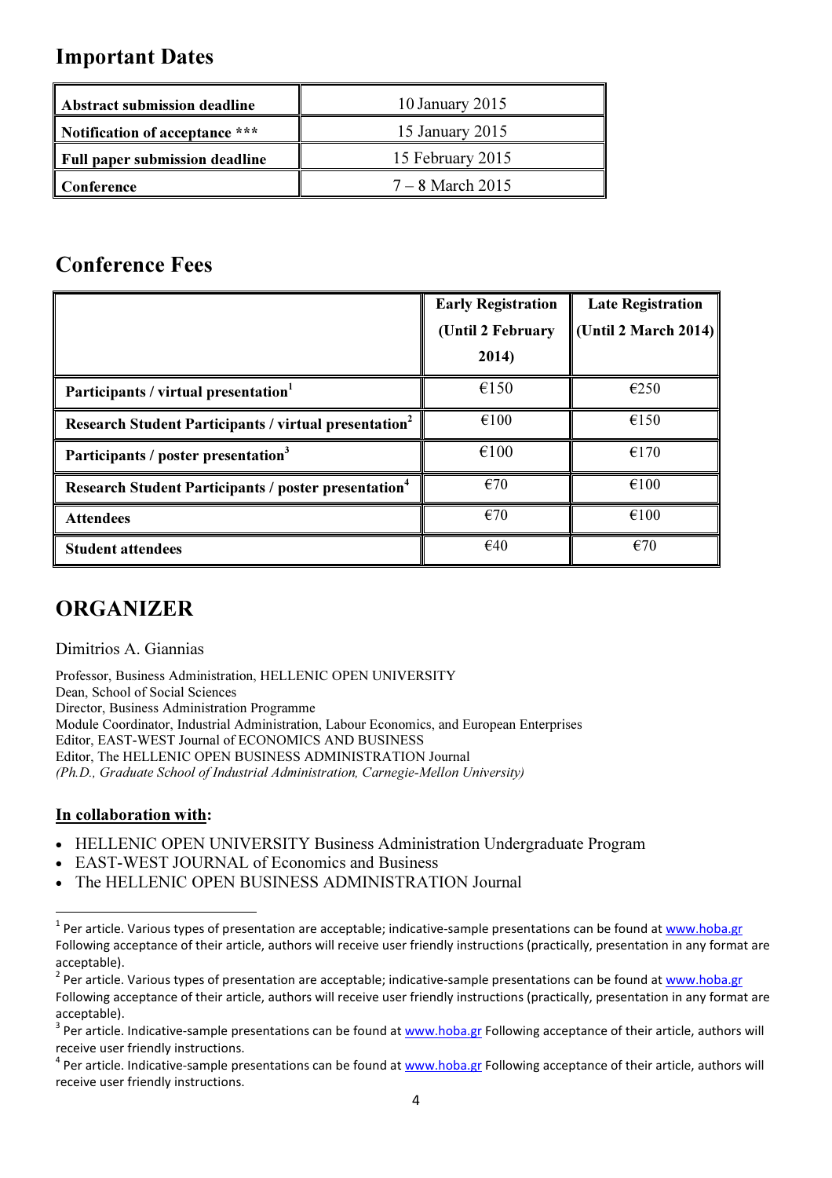## Important Dates

| Abstract submission deadline | 10 January 2015 |
|---|---|
| Notification of acceptance *** | 15 January 2015 |
| Full paper submission deadline | 15 February 2015 |
| Conference | 7 – 8 March 2015 |

## Conference Fees

| | Early Registration (Until 2 February 2014) | Late Registration (Until 2 March 2014) |
|---|---|---|
| **Participants / virtual presentation**[1] | €150 | €250 |
| **Research Student Participants / virtual presentation**[2] | €100 | €150 |
| **Participants / poster presentation**[3] | €100 | €170 |
| **Research Student Participants / poster presentation**[4] | €70 | €100 |
| **Attendees** | €70 | €100 |
| **Student attendees** | €40 | €70 |

## ORGANIZER

Dimitrios A. Giannias

Professor, Business Administration, HELLENIC OPEN UNIVERSITY
Dean, School of Social Sciences
Director, Business Administration Programme
Module Coordinator, Industrial Administration, Labour Economics, and European Enterprises
Editor, EAST-WEST Journal of ECONOMICS AND BUSINESS
Editor, The HELLENIC OPEN BUSINESS ADMINISTRATION Journal
*(Ph.D., Graduate School of Industrial Administration, Carnegie-Mellon University)*

**In collaboration with:**

- HELLENIC OPEN UNIVERSITY Business Administration Undergraduate Program
- EAST-WEST JOURNAL of Economics and Business
- The HELLENIC OPEN BUSINESS ADMINISTRATION Journal

[1] Per article. Various types of presentation are acceptable; indicative-sample presentations can be found at www.hoba.gr Following acceptance of their article, authors will receive user friendly instructions (practically, presentation in any format are acceptable).

[2] Per article. Various types of presentation are acceptable; indicative-sample presentations can be found at www.hoba.gr Following acceptance of their article, authors will receive user friendly instructions (practically, presentation in any format are acceptable).

[3] Per article. Indicative-sample presentations can be found at www.hoba.gr Following acceptance of their article, authors will receive user friendly instructions.

[4] Per article. Indicative-sample presentations can be found at www.hoba.gr Following acceptance of their article, authors will receive user friendly instructions.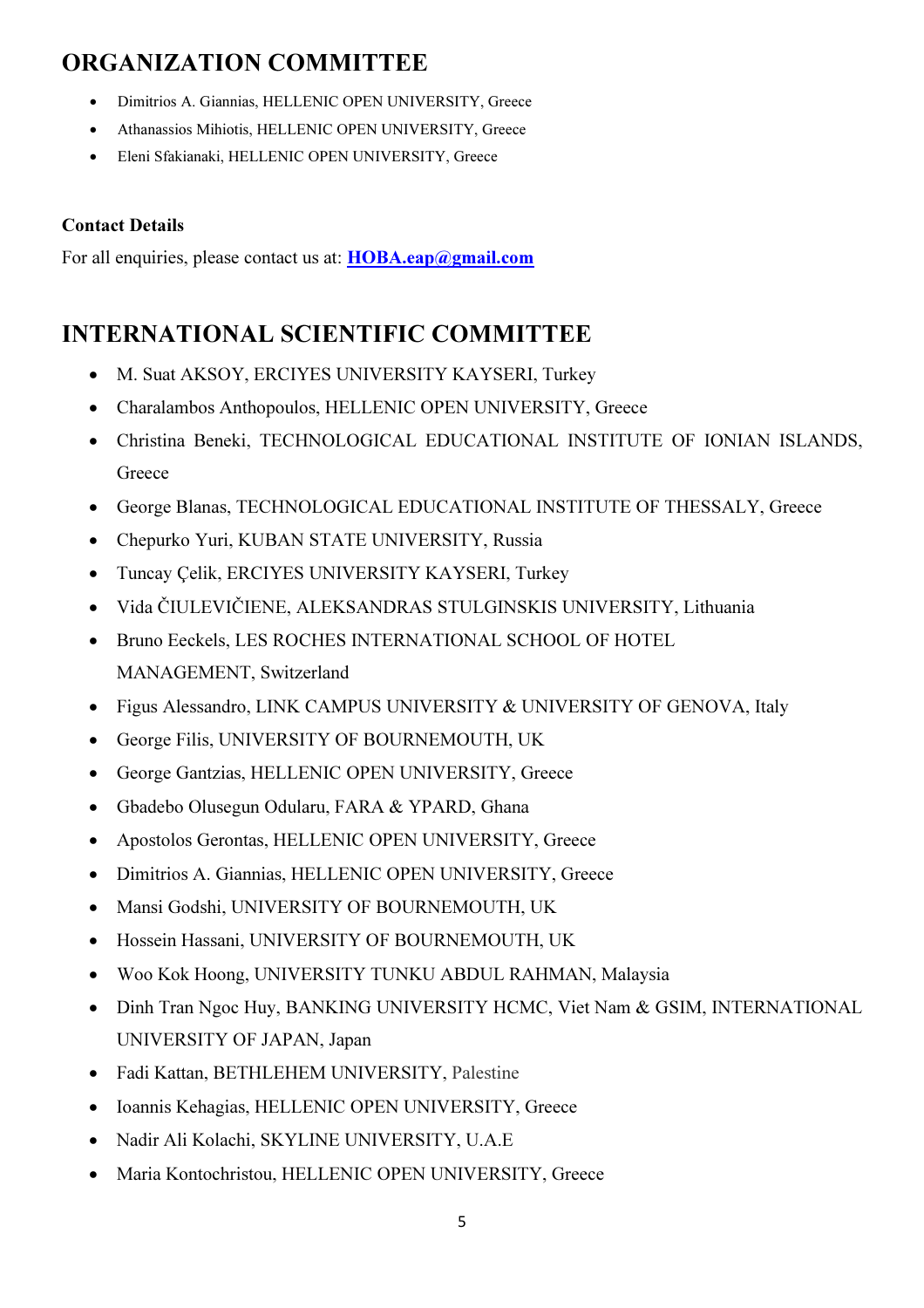## ORGANIZATION COMMITTEE

- Dimitrios A. Giannias, HELLENIC OPEN UNIVERSITY, Greece
- Athanassios Mihiotis, HELLENIC OPEN UNIVERSITY, Greece
- Eleni Sfakianaki, HELLENIC OPEN UNIVERSITY, Greece

**Contact Details**

For all enquiries, please contact us at: **HOBA.eap@gmail.com**

## INTERNATIONAL SCIENTIFIC COMMITTEE

- M. Suat AKSOY, ERCIYES UNIVERSITY KAYSERI, Turkey
- Charalambos Anthopoulos, HELLENIC OPEN UNIVERSITY, Greece
- Christina Beneki, TECHNOLOGICAL EDUCATIONAL INSTITUTE OF IONIAN ISLANDS, Greece
- George Blanas, TECHNOLOGICAL EDUCATIONAL INSTITUTE OF THESSALY, Greece
- Chepurko Yuri, KUBAN STATE UNIVERSITY, Russia
- Tuncay Çelik, ERCIYES UNIVERSITY KAYSERI, Turkey
- Vida ČIULEVIČIENE, ALEKSANDRAS STULGINSKIS UNIVERSITY, Lithuania
- Bruno Eeckels, LES ROCHES INTERNATIONAL SCHOOL OF HOTEL MANAGEMENT, Switzerland
- Figus Alessandro, LINK CAMPUS UNIVERSITY & UNIVERSITY OF GENOVA, Italy
- George Filis, UNIVERSITY OF BOURNEMOUTH, UK
- George Gantzias, HELLENIC OPEN UNIVERSITY, Greece
- Gbadebo Olusegun Odularu, FARA & YPARD, Ghana
- Apostolos Gerontas, HELLENIC OPEN UNIVERSITY, Greece
- Dimitrios A. Giannias, HELLENIC OPEN UNIVERSITY, Greece
- Mansi Godshi, UNIVERSITY OF BOURNEMOUTH, UK
- Hossein Hassani, UNIVERSITY OF BOURNEMOUTH, UK
- Woo Kok Hoong, UNIVERSITY TUNKU ABDUL RAHMAN, Malaysia
- Dinh Tran Ngoc Huy, BANKING UNIVERSITY HCMC, Viet Nam & GSIM, INTERNATIONAL UNIVERSITY OF JAPAN, Japan
- Fadi Kattan, BETHLEHEM UNIVERSITY, Palestine
- Ioannis Kehagias, HELLENIC OPEN UNIVERSITY, Greece
- Nadir Ali Kolachi, SKYLINE UNIVERSITY, U.A.E
- Maria Kontochristou, HELLENIC OPEN UNIVERSITY, Greece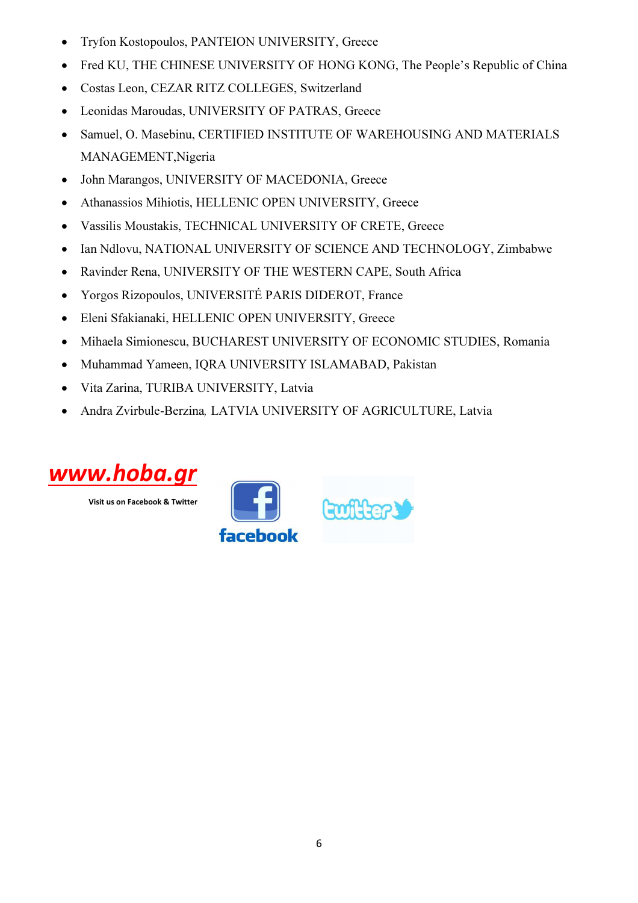- Tryfon Kostopoulos, PANTEION UNIVERSITY, Greece
- Fred KU, THE CHINESE UNIVERSITY OF HONG KONG, The People's Republic of China
- Costas Leon, CEZAR RITZ COLLEGES, Switzerland
- Leonidas Maroudas, UNIVERSITY OF PATRAS, Greece
- Samuel, O. Masebinu, CERTIFIED INSTITUTE OF WAREHOUSING AND MATERIALS MANAGEMENT,Nigeria
- John Marangos, UNIVERSITY OF MACEDONIA, Greece
- Athanassios Mihiotis, HELLENIC OPEN UNIVERSITY, Greece
- Vassilis Moustakis, TECHNICAL UNIVERSITY OF CRETE, Greece
- Ian Ndlovu, NATIONAL UNIVERSITY OF SCIENCE AND TECHNOLOGY, Zimbabwe
- Ravinder Rena, UNIVERSITY OF THE WESTERN CAPE, South Africa
- Yorgos Rizopoulos, UNIVERSITÉ PARIS DIDEROT, France
- Eleni Sfakianaki, HELLENIC OPEN UNIVERSITY, Greece
- Mihaela Simionescu, BUCHAREST UNIVERSITY OF ECONOMIC STUDIES, Romania
- Muhammad Yameen, IQRA UNIVERSITY ISLAMABAD, Pakistan
- Vita Zarina, TURIBA UNIVERSITY, Latvia
- Andra Zvirbule-Berzina, LATVIA UNIVERSITY OF AGRICULTURE, Latvia

**www.hoba.gr**

Visit us on Facebook & Twitter

facebook

twitter